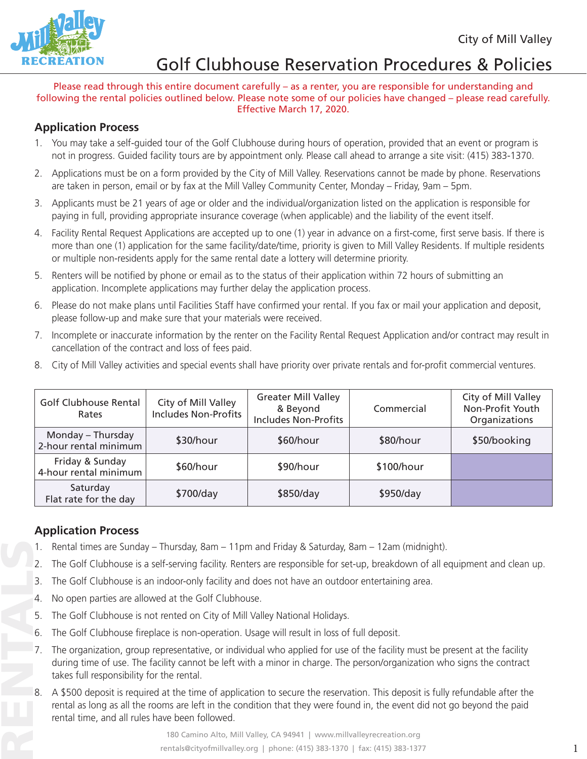City of Mill Valley

# Golf Clubhouse Reservation Procedures & Policies

Please read through this entire document carefully – as a renter, you are responsible for understanding and following the rental policies outlined below. Please note some of our policies have changed – please read carefully. Effective March 17, 2020.

## Application Process

1. You may take a self-guided tour of the Golf Clubhouse during hours of operation, provided that an event or program is not in progress. Guided facility tours are by appointment only. Please call ahead to arrange a site visit: (415) 383-1370.
2. Applications must be on a form provided by the City of Mill Valley. Reservations cannot be made by phone. Reservations are taken in person, email or by fax at the Mill Valley Community Center, Monday – Friday, 9am – 5pm.
3. Applicants must be 21 years of age or older and the individual/organization listed on the application is responsible for paying in full, providing appropriate insurance coverage (when applicable) and the liability of the event itself.
4. Facility Rental Request Applications are accepted up to one (1) year in advance on a first-come, first serve basis. If there is more than one (1) application for the same facility/date/time, priority is given to Mill Valley Residents. If multiple residents or multiple non-residents apply for the same rental date a lottery will determine priority.
5. Renters will be notified by phone or email as to the status of their application within 72 hours of submitting an application. Incomplete applications may further delay the application process.
6. Please do not make plans until Facilities Staff have confirmed your rental. If you fax or mail your application and deposit, please follow-up and make sure that your materials were received.
7. Incomplete or inaccurate information by the renter on the Facility Rental Request Application and/or contract may result in cancellation of the contract and loss of fees paid.
8. City of Mill Valley activities and special events shall have priority over private rentals and for-profit commercial ventures.

| Golf Clubhouse Rental Rates | City of Mill Valley Includes Non-Profits | Greater Mill Valley & Beyond Includes Non-Profits | Commercial | City of Mill Valley Non-Profit Youth Organizations |
|---|---|---|---|---|
| Monday – Thursday 2-hour rental minimum | $30/hour | $60/hour | $80/hour | $50/booking |
| Friday & Sunday 4-hour rental minimum | $60/hour | $90/hour | $100/hour | |
| Saturday Flat rate for the day | $700/day | $850/day | $950/day | |

## Application Process

1. Rental times are Sunday – Thursday, 8am – 11pm and Friday & Saturday, 8am – 12am (midnight).
2. The Golf Clubhouse is a self-serving facility. Renters are responsible for set-up, breakdown of all equipment and clean up.
3. The Golf Clubhouse is an indoor-only facility and does not have an outdoor entertaining area.
4. No open parties are allowed at the Golf Clubhouse.
5. The Golf Clubhouse is not rented on City of Mill Valley National Holidays.
6. The Golf Clubhouse fireplace is non-operation. Usage will result in loss of full deposit.
7. The organization, group representative, or individual who applied for use of the facility must be present at the facility during time of use. The facility cannot be left with a minor in charge. The person/organization who signs the contract takes full responsibility for the rental.
8. A $500 deposit is required at the time of application to secure the reservation. This deposit is fully refundable after the rental as long as all the rooms are left in the condition that they were found in, the event did not go beyond the paid rental time, and all rules have been followed.

180 Camino Alto, Mill Valley, CA 94941 | www.millvalleyrecreation.org
rentals@cityofmillvalley.org | phone: (415) 383-1370 | fax: (415) 383-1377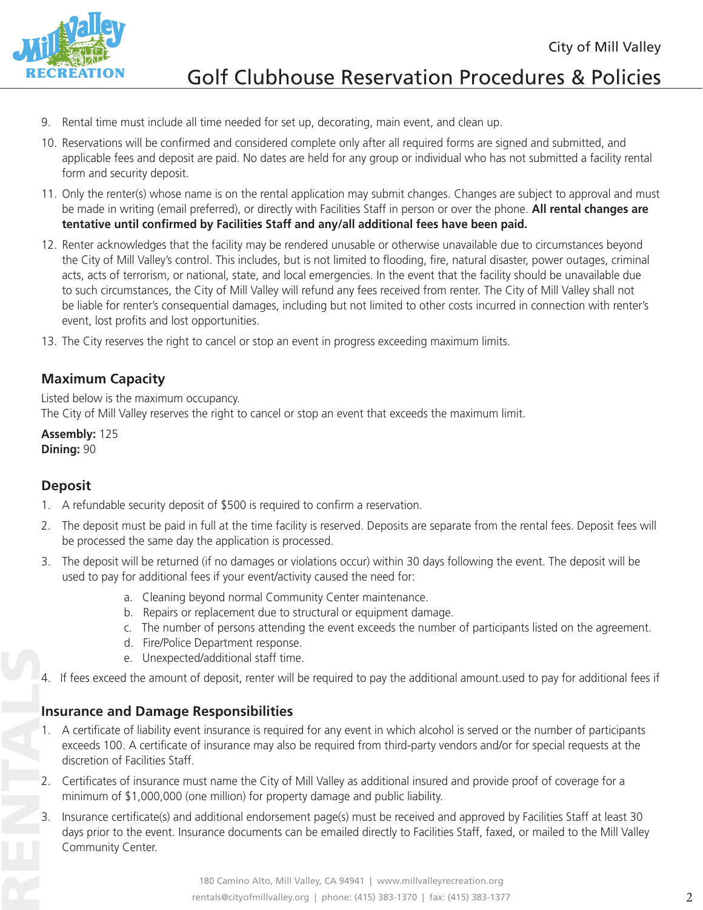9. Rental time must include all time needed for set up, decorating, main event, and clean up.
10. Reservations will be confirmed and considered complete only after all required forms are signed and submitted, and applicable fees and deposit are paid. No dates are held for any group or individual who has not submitted a facility rental form and security deposit.
11. Only the renter(s) whose name is on the rental application may submit changes. Changes are subject to approval and must be made in writing (email preferred), or directly with Facilities Staff in person or over the phone. **All rental changes are tentative until confirmed by Facilities Staff and any/all additional fees have been paid.**
12. Renter acknowledges that the facility may be rendered unusable or otherwise unavailable due to circumstances beyond the City of Mill Valley's control. This includes, but is not limited to flooding, fire, natural disaster, power outages, criminal acts, acts of terrorism, or national, state, and local emergencies. In the event that the facility should be unavailable due to such circumstances, the City of Mill Valley will refund any fees received from renter. The City of Mill Valley shall not be liable for renter's consequential damages, including but not limited to other costs incurred in connection with renter's event, lost profits and lost opportunities.
13. The City reserves the right to cancel or stop an event in progress exceeding maximum limits.

## Maximum Capacity

Listed below is the maximum occupancy.
The City of Mill Valley reserves the right to cancel or stop an event that exceeds the maximum limit.

**Assembly:** 125
**Dining:** 90

## Deposit

1. A refundable security deposit of $500 is required to confirm a reservation.
2. The deposit must be paid in full at the time facility is reserved. Deposits are separate from the rental fees. Deposit fees will be processed the same day the application is processed.
3. The deposit will be returned (if no damages or violations occur) within 30 days following the event. The deposit will be used to pay for additional fees if your event/activity caused the need for:
    a. Cleaning beyond normal Community Center maintenance.
    b. Repairs or replacement due to structural or equipment damage.
    c. The number of persons attending the event exceeds the number of participants listed on the agreement.
    d. Fire/Police Department response.
    e. Unexpected/additional staff time.
4. If fees exceed the amount of deposit, renter will be required to pay the additional amount.used to pay for additional fees if

## Insurance and Damage Responsibilities

1. A certificate of liability event insurance is required for any event in which alcohol is served or the number of participants exceeds 100. A certificate of insurance may also be required from third-party vendors and/or for special requests at the discretion of Facilities Staff.
2. Certificates of insurance must name the City of Mill Valley as additional insured and provide proof of coverage for a minimum of $1,000,000 (one million) for property damage and public liability.
3. Insurance certificate(s) and additional endorsement page(s) must be received and approved by Facilities Staff at least 30 days prior to the event. Insurance documents can be emailed directly to Facilities Staff, faxed, or mailed to the Mill Valley Community Center.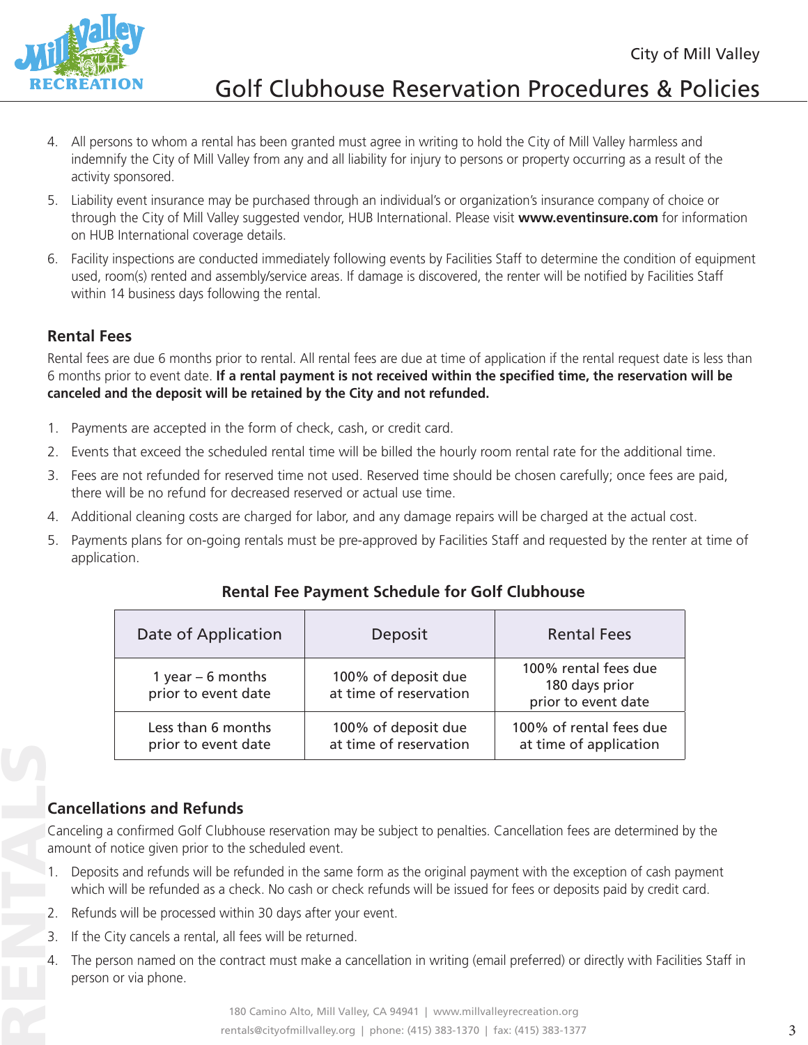4. All persons to whom a rental has been granted must agree in writing to hold the City of Mill Valley harmless and indemnify the City of Mill Valley from any and all liability for injury to persons or property occurring as a result of the activity sponsored.
5. Liability event insurance may be purchased through an individual's or organization's insurance company of choice or through the City of Mill Valley suggested vendor, HUB International. Please visit **www.eventinsure.com** for information on HUB International coverage details.
6. Facility inspections are conducted immediately following events by Facilities Staff to determine the condition of equipment used, room(s) rented and assembly/service areas. If damage is discovered, the renter will be notified by Facilities Staff within 14 business days following the rental.

## Rental Fees

Rental fees are due 6 months prior to rental. All rental fees are due at time of application if the rental request date is less than 6 months prior to event date. **If a rental payment is not received within the specified time, the reservation will be canceled and the deposit will be retained by the City and not refunded.**

1. Payments are accepted in the form of check, cash, or credit card.
2. Events that exceed the scheduled rental time will be billed the hourly room rental rate for the additional time.
3. Fees are not refunded for reserved time not used. Reserved time should be chosen carefully; once fees are paid, there will be no refund for decreased reserved or actual use time.
4. Additional cleaning costs are charged for labor, and any damage repairs will be charged at the actual cost.
5. Payments plans for on-going rentals must be pre-approved by Facilities Staff and requested by the renter at time of application.

**Rental Fee Payment Schedule for Golf Clubhouse**

| Date of Application | Deposit | Rental Fees |
|---|---|---|
| 1 year – 6 months prior to event date | 100% of deposit due at time of reservation | 100% rental fees due 180 days prior prior to event date |
| Less than 6 months prior to event date | 100% of deposit due at time of reservation | 100% of rental fees due at time of application |

## Cancellations and Refunds

Canceling a confirmed Golf Clubhouse reservation may be subject to penalties. Cancellation fees are determined by the amount of notice given prior to the scheduled event.

1. Deposits and refunds will be refunded in the same form as the original payment with the exception of cash payment which will be refunded as a check. No cash or check refunds will be issued for fees or deposits paid by credit card.
2. Refunds will be processed within 30 days after your event.
3. If the City cancels a rental, all fees will be returned.
4. The person named on the contract must make a cancellation in writing (email preferred) or directly with Facilities Staff in person or via phone.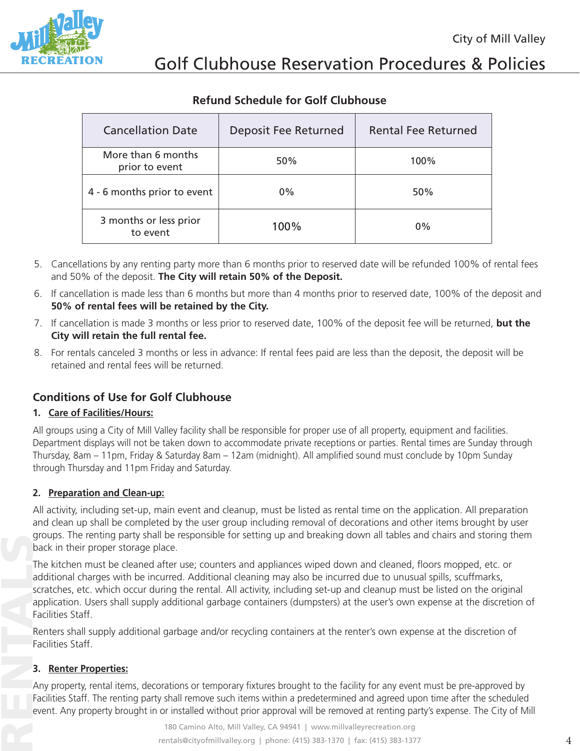### Refund Schedule for Golf Clubhouse

| Cancellation Date | Deposit Fee Returned | Rental Fee Returned |
|---|---|---|
| More than 6 months prior to event | 50% | 100% |
| 4 - 6 months prior to event | 0% | 50% |
| 3 months or less prior to event | 100% | 0% |

5. Cancellations by any renting party more than 6 months prior to reserved date will be refunded 100% of rental fees and 50% of the deposit. **The City will retain 50% of the Deposit.**
6. If cancellation is made less than 6 months but more than 4 months prior to reserved date, 100% of the deposit and **50% of rental fees will be retained by the City.**
7. If cancellation is made 3 months or less prior to reserved date, 100% of the deposit fee will be returned, **but the City will retain the full rental fee.**
8. For rentals canceled 3 months or less in advance: If rental fees paid are less than the deposit, the deposit will be retained and rental fees will be returned.

## Conditions of Use for Golf Clubhouse

### 1. Care of Facilities/Hours:

All groups using a City of Mill Valley facility shall be responsible for proper use of all property, equipment and facilities. Department displays will not be taken down to accommodate private receptions or parties. Rental times are Sunday through Thursday, 8am – 11pm, Friday & Saturday 8am – 12am (midnight). All amplified sound must conclude by 10pm Sunday through Thursday and 11pm Friday and Saturday.

### 2. Preparation and Clean-up:

All activity, including set-up, main event and cleanup, must be listed as rental time on the application. All preparation and clean up shall be completed by the user group including removal of decorations and other items brought by user groups. The renting party shall be responsible for setting up and breaking down all tables and chairs and storing them back in their proper storage place.

The kitchen must be cleaned after use; counters and appliances wiped down and cleaned, floors mopped, etc. or additional charges with be incurred. Additional cleaning may also be incurred due to unusual spills, scuffmarks, scratches, etc. which occur during the rental. All activity, including set-up and cleanup must be listed on the original application. Users shall supply additional garbage containers (dumpsters) at the user's own expense at the discretion of Facilities Staff.

Renters shall supply additional garbage and/or recycling containers at the renter's own expense at the discretion of Facilities Staff.

### 3. Renter Properties:

Any property, rental items, decorations or temporary fixtures brought to the facility for any event must be pre-approved by Facilities Staff. The renting party shall remove such items within a predetermined and agreed upon time after the scheduled event. Any property brought in or installed without prior approval will be removed at renting party's expense. The City of Mill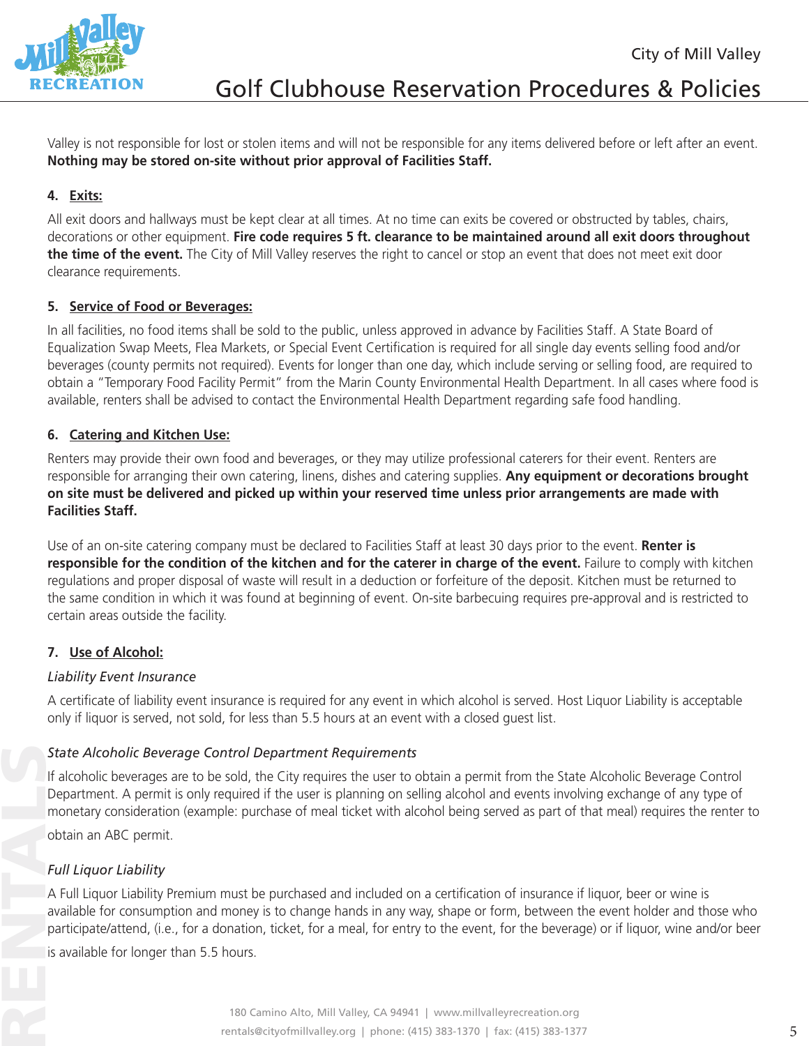Valley is not responsible for lost or stolen items and will not be responsible for any items delivered before or left after an event. **Nothing may be stored on-site without prior approval of Facilities Staff.**

#### 4. Exits:

All exit doors and hallways must be kept clear at all times. At no time can exits be covered or obstructed by tables, chairs, decorations or other equipment. **Fire code requires 5 ft. clearance to be maintained around all exit doors throughout the time of the event.** The City of Mill Valley reserves the right to cancel or stop an event that does not meet exit door clearance requirements.

#### 5. Service of Food or Beverages:

In all facilities, no food items shall be sold to the public, unless approved in advance by Facilities Staff. A State Board of Equalization Swap Meets, Flea Markets, or Special Event Certification is required for all single day events selling food and/or beverages (county permits not required). Events for longer than one day, which include serving or selling food, are required to obtain a "Temporary Food Facility Permit" from the Marin County Environmental Health Department. In all cases where food is available, renters shall be advised to contact the Environmental Health Department regarding safe food handling.

#### 6. Catering and Kitchen Use:

Renters may provide their own food and beverages, or they may utilize professional caterers for their event. Renters are responsible for arranging their own catering, linens, dishes and catering supplies. **Any equipment or decorations brought on site must be delivered and picked up within your reserved time unless prior arrangements are made with Facilities Staff.**

Use of an on-site catering company must be declared to Facilities Staff at least 30 days prior to the event. **Renter is responsible for the condition of the kitchen and for the caterer in charge of the event.** Failure to comply with kitchen regulations and proper disposal of waste will result in a deduction or forfeiture of the deposit. Kitchen must be returned to the same condition in which it was found at beginning of event. On-site barbecuing requires pre-approval and is restricted to certain areas outside the facility.

#### 7. Use of Alcohol:

*Liability Event Insurance*

A certificate of liability event insurance is required for any event in which alcohol is served. Host Liquor Liability is acceptable only if liquor is served, not sold, for less than 5.5 hours at an event with a closed guest list.

*State Alcoholic Beverage Control Department Requirements*

If alcoholic beverages are to be sold, the City requires the user to obtain a permit from the State Alcoholic Beverage Control Department. A permit is only required if the user is planning on selling alcohol and events involving exchange of any type of monetary consideration (example: purchase of meal ticket with alcohol being served as part of that meal) requires the renter to obtain an ABC permit.

*Full Liquor Liability*

A Full Liquor Liability Premium must be purchased and included on a certification of insurance if liquor, beer or wine is available for consumption and money is to change hands in any way, shape or form, between the event holder and those who participate/attend, (i.e., for a donation, ticket, for a meal, for entry to the event, for the beverage) or if liquor, wine and/or beer is available for longer than 5.5 hours.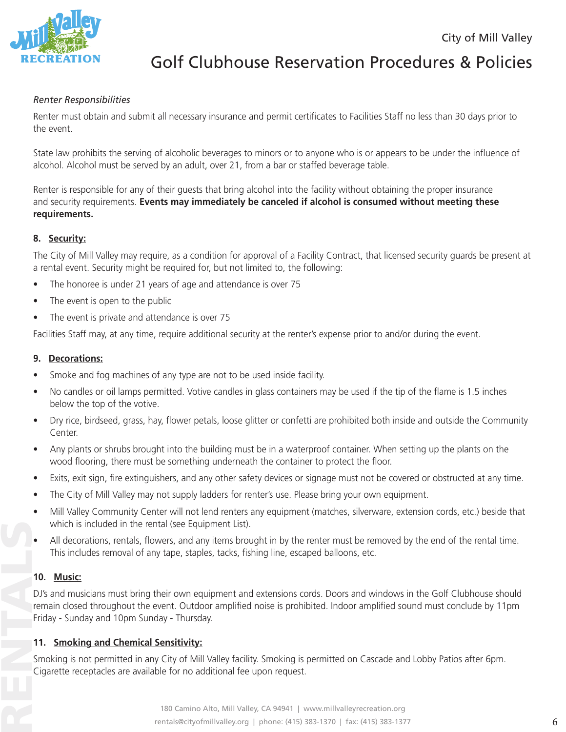*Renter Responsibilities*

Renter must obtain and submit all necessary insurance and permit certificates to Facilities Staff no less than 30 days prior to the event.

State law prohibits the serving of alcoholic beverages to minors or to anyone who is or appears to be under the influence of alcohol. Alcohol must be served by an adult, over 21, from a bar or staffed beverage table.

Renter is responsible for any of their guests that bring alcohol into the facility without obtaining the proper insurance and security requirements. **Events may immediately be canceled if alcohol is consumed without meeting these requirements.**

### 8. Security:

The City of Mill Valley may require, as a condition for approval of a Facility Contract, that licensed security guards be present at a rental event. Security might be required for, but not limited to, the following:

- The honoree is under 21 years of age and attendance is over 75
- The event is open to the public
- The event is private and attendance is over 75

Facilities Staff may, at any time, require additional security at the renter's expense prior to and/or during the event.

### 9. Decorations:

- Smoke and fog machines of any type are not to be used inside facility.
- No candles or oil lamps permitted. Votive candles in glass containers may be used if the tip of the flame is 1.5 inches below the top of the votive.
- Dry rice, birdseed, grass, hay, flower petals, loose glitter or confetti are prohibited both inside and outside the Community Center.
- Any plants or shrubs brought into the building must be in a waterproof container. When setting up the plants on the wood flooring, there must be something underneath the container to protect the floor.
- Exits, exit sign, fire extinguishers, and any other safety devices or signage must not be covered or obstructed at any time.
- The City of Mill Valley may not supply ladders for renter's use. Please bring your own equipment.
- Mill Valley Community Center will not lend renters any equipment (matches, silverware, extension cords, etc.) beside that which is included in the rental (see Equipment List).
- All decorations, rentals, flowers, and any items brought in by the renter must be removed by the end of the rental time. This includes removal of any tape, staples, tacks, fishing line, escaped balloons, etc.

### 10. Music:

DJ's and musicians must bring their own equipment and extensions cords. Doors and windows in the Golf Clubhouse should remain closed throughout the event. Outdoor amplified noise is prohibited. Indoor amplified sound must conclude by 11pm Friday - Sunday and 10pm Sunday - Thursday.

### 11. Smoking and Chemical Sensitivity:

Smoking is not permitted in any City of Mill Valley facility. Smoking is permitted on Cascade and Lobby Patios after 6pm. Cigarette receptacles are available for no additional fee upon request.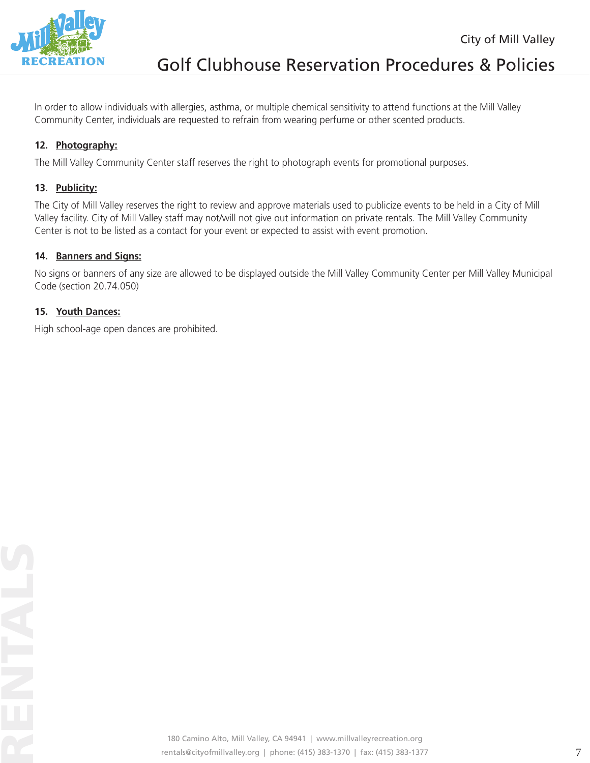In order to allow individuals with allergies, asthma, or multiple chemical sensitivity to attend functions at the Mill Valley Community Center, individuals are requested to refrain from wearing perfume or other scented products.

**12. Photography:**

The Mill Valley Community Center staff reserves the right to photograph events for promotional purposes.

**13. Publicity:**

The City of Mill Valley reserves the right to review and approve materials used to publicize events to be held in a City of Mill Valley facility. City of Mill Valley staff may not/will not give out information on private rentals. The Mill Valley Community Center is not to be listed as a contact for your event or expected to assist with event promotion.

**14. Banners and Signs:**

No signs or banners of any size are allowed to be displayed outside the Mill Valley Community Center per Mill Valley Municipal Code (section 20.74.050)

**15. Youth Dances:**

High school-age open dances are prohibited.